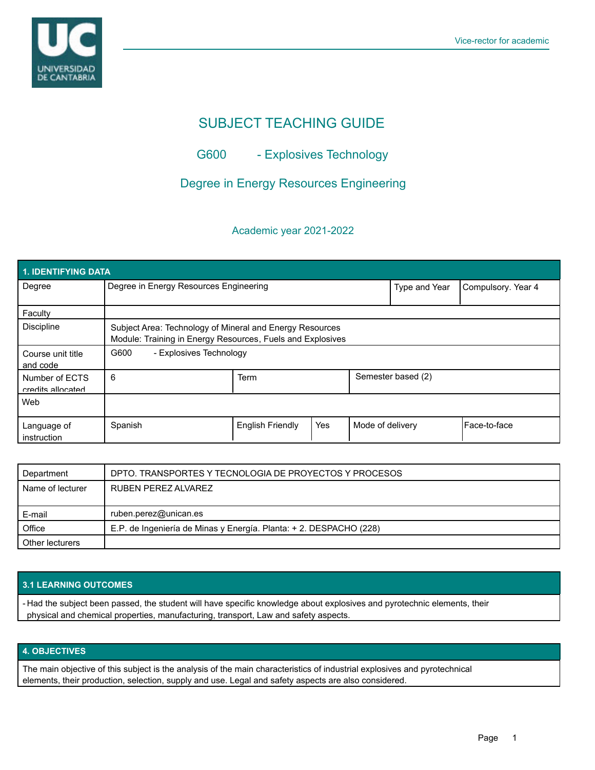Vice-rector for academic

# SUBJECT TEACHING GUIDE

## G600 - Explosives Technology

## Degree in Energy Resources Engineering

Academic year 2021-2022

| 1. IDENTIFYING DATA | | | | | |
|---|---|---|---|---|---|
| Degree | Degree in Energy Resources Engineering | | | Type and Year | Compulsory. Year 4 |
| Faculty | | | | | |
| Discipline | Subject Area: Technology of Mineral and Energy Resources<br>Module: Training in Energy Resources, Fuels and Explosives | | | | |
| Course unit title and code | G600 - Explosives Technology | | | | |
| Number of ECTS credits allocated | 6 | Term | | Semester based (2) | |
| Web | | | | | |
| Language of instruction | Spanish | English Friendly | Yes | Mode of delivery | Face-to-face |

| | |
|---|---|
| Department | DPTO. TRANSPORTES Y TECNOLOGIA DE PROYECTOS Y PROCESOS |
| Name of lecturer | RUBEN PEREZ ALVAREZ |
| E-mail | ruben.perez@unican.es |
| Office | E.P. de Ingeniería de Minas y Energía. Planta: + 2. DESPACHO (228) |
| Other lecturers | |

### 3.1 LEARNING OUTCOMES

- Had the subject been passed, the student will have specific knowledge about explosives and pyrotechnic elements, their physical and chemical properties, manufacturing, transport, Law and safety aspects.

### 4. OBJECTIVES

The main objective of this subject is the analysis of the main characteristics of industrial explosives and pyrotechnical elements, their production, selection, supply and use. Legal and safety aspects are also considered.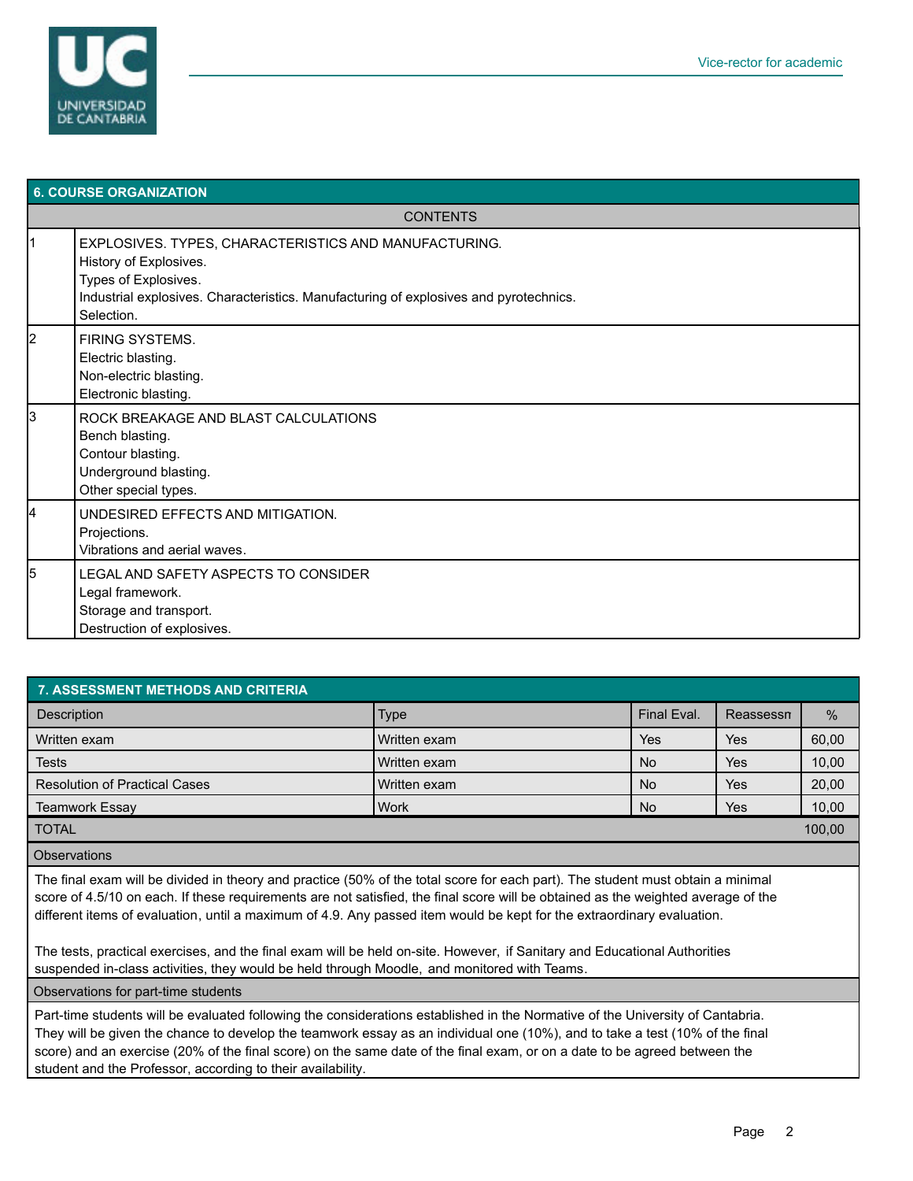## 6. COURSE ORGANIZATION

| | CONTENTS |
|---|---|
| 1 | EXPLOSIVES. TYPES, CHARACTERISTICS AND MANUFACTURING.<br>History of Explosives.<br>Types of Explosives.<br>Industrial explosives. Characteristics. Manufacturing of explosives and pyrotechnics.<br>Selection. |
| 2 | FIRING SYSTEMS.<br>Electric blasting.<br>Non-electric blasting.<br>Electronic blasting. |
| 3 | ROCK BREAKAGE AND BLAST CALCULATIONS<br>Bench blasting.<br>Contour blasting.<br>Underground blasting.<br>Other special types. |
| 4 | UNDESIRED EFFECTS AND MITIGATION.<br>Projections.<br>Vibrations and aerial waves. |
| 5 | LEGAL AND SAFETY ASPECTS TO CONSIDER<br>Legal framework.<br>Storage and transport.<br>Destruction of explosives. |

## 7. ASSESSMENT METHODS AND CRITERIA

| Description | Type | Final Eval. | Reassessn | % |
|---|---|---|---|---|
| Written exam | Written exam | Yes | Yes | 60,00 |
| Tests | Written exam | No | Yes | 10,00 |
| Resolution of Practical Cases | Written exam | No | Yes | 20,00 |
| Teamwork Essay | Work | No | Yes | 10,00 |
| TOTAL | | | | 100,00 |

**Observations**

The final exam will be divided in theory and practice (50% of the total score for each part). The student must obtain a minimal score of 4.5/10 on each. If these requirements are not satisfied, the final score will be obtained as the weighted average of the different items of evaluation, until a maximum of 4.9. Any passed item would be kept for the extraordinary evaluation.

The tests, practical exercises, and the final exam will be held on-site. However, if Sanitary and Educational Authorities suspended in-class activities, they would be held through Moodle, and monitored with Teams.

**Observations for part-time students**

Part-time students will be evaluated following the considerations established in the Normative of the University of Cantabria. They will be given the chance to develop the teamwork essay as an individual one (10%), and to take a test (10% of the final score) and an exercise (20% of the final score) on the same date of the final exam, or on a date to be agreed between the student and the Professor, according to their availability.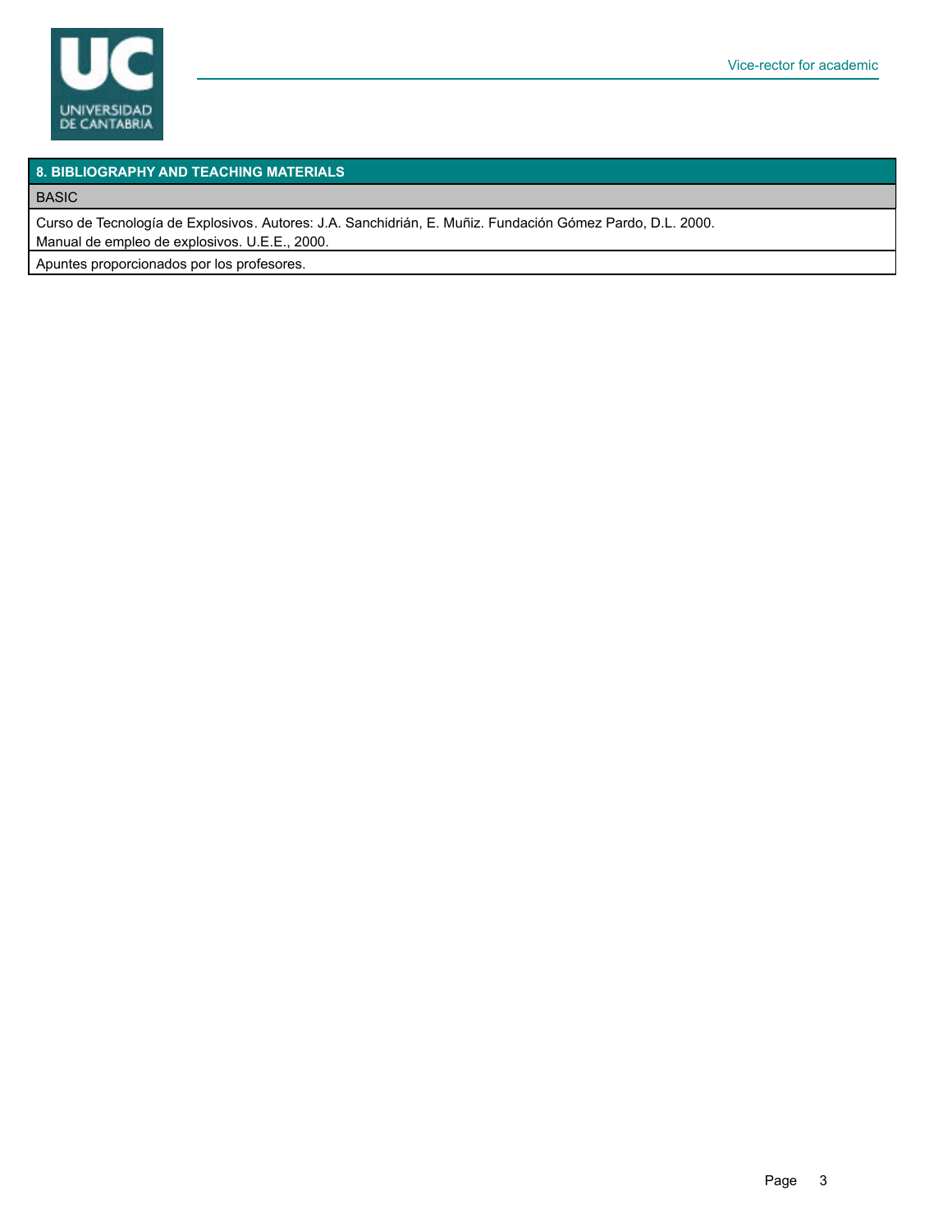## 8. BIBLIOGRAPHY AND TEACHING MATERIALS

| BASIC |
|---|
| Curso de Tecnología de Explosivos. Autores: J.A. Sanchidrián, E. Muñiz. Fundación Gómez Pardo, D.L. 2000.<br>Manual de empleo de explosivos. U.E.E., 2000. |
| Apuntes proporcionados por los profesores. |